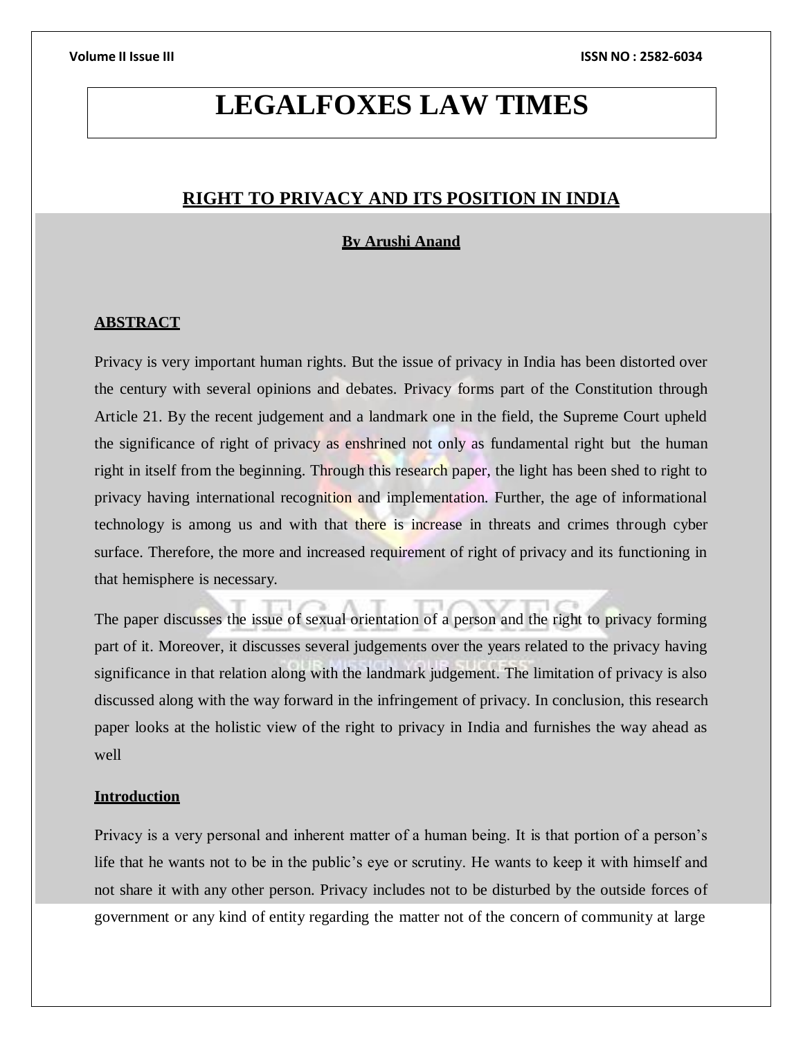# LEGALFOXES LAW TIMES

## RIGHT TO PRIVACY AND ITS POSITION IN INDIA

**By Arushi Anand**

### ABSTRACT

Privacy is very important human rights. But the issue of privacy in India has been distorted over the century with several opinions and debates. Privacy forms part of the Constitution through Article 21. By the recent judgement and a landmark one in the field, the Supreme Court upheld the significance of right of privacy as enshrined not only as fundamental right but the human right in itself from the beginning. Through this research paper, the light has been shed to right to privacy having international recognition and implementation. Further, the age of informational technology is among us and with that there is increase in threats and crimes through cyber surface. Therefore, the more and increased requirement of right of privacy and its functioning in that hemisphere is necessary.

The paper discusses the issue of sexual orientation of a person and the right to privacy forming part of it. Moreover, it discusses several judgements over the years related to the privacy having significance in that relation along with the landmark judgement. The limitation of privacy is also discussed along with the way forward in the infringement of privacy. In conclusion, this research paper looks at the holistic view of the right to privacy in India and furnishes the way ahead as well

### Introduction

Privacy is a very personal and inherent matter of a human being. It is that portion of a person's life that he wants not to be in the public's eye or scrutiny. He wants to keep it with himself and not share it with any other person. Privacy includes not to be disturbed by the outside forces of government or any kind of entity regarding the matter not of the concern of community at large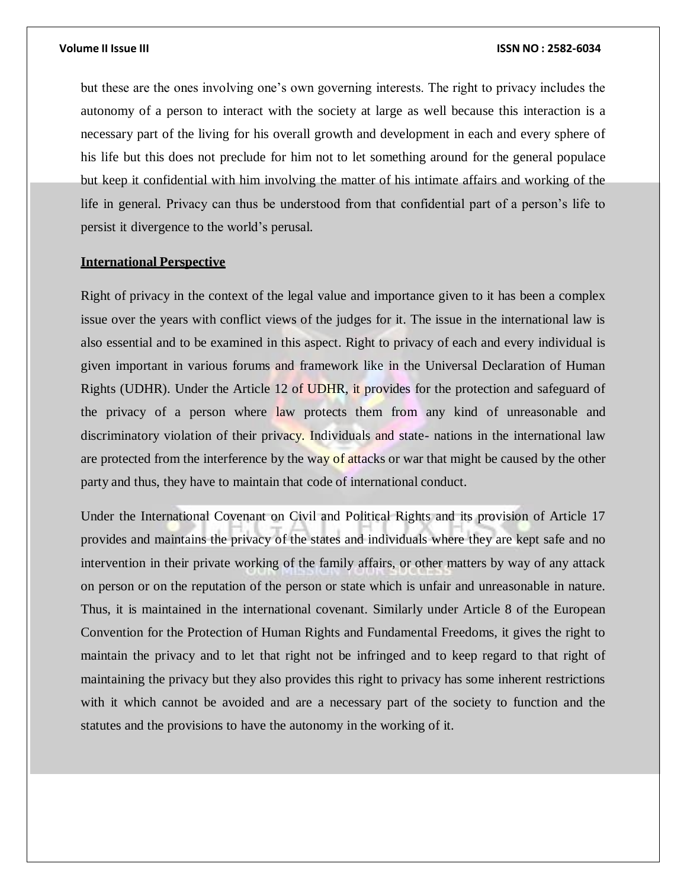but these are the ones involving one's own governing interests. The right to privacy includes the autonomy of a person to interact with the society at large as well because this interaction is a necessary part of the living for his overall growth and development in each and every sphere of his life but this does not preclude for him not to let something around for the general populace but keep it confidential with him involving the matter of his intimate affairs and working of the life in general. Privacy can thus be understood from that confidential part of a person's life to persist it divergence to the world's perusal.

## International Perspective

Right of privacy in the context of the legal value and importance given to it has been a complex issue over the years with conflict views of the judges for it. The issue in the international law is also essential and to be examined in this aspect. Right to privacy of each and every individual is given important in various forums and framework like in the Universal Declaration of Human Rights (UDHR). Under the Article 12 of UDHR, it provides for the protection and safeguard of the privacy of a person where law protects them from any kind of unreasonable and discriminatory violation of their privacy. Individuals and state- nations in the international law are protected from the interference by the way of attacks or war that might be caused by the other party and thus, they have to maintain that code of international conduct.

Under the International Covenant on Civil and Political Rights and its provision of Article 17 provides and maintains the privacy of the states and individuals where they are kept safe and no intervention in their private working of the family affairs, or other matters by way of any attack on person or on the reputation of the person or state which is unfair and unreasonable in nature. Thus, it is maintained in the international covenant. Similarly under Article 8 of the European Convention for the Protection of Human Rights and Fundamental Freedoms, it gives the right to maintain the privacy and to let that right not be infringed and to keep regard to that right of maintaining the privacy but they also provides this right to privacy has some inherent restrictions with it which cannot be avoided and are a necessary part of the society to function and the statutes and the provisions to have the autonomy in the working of it.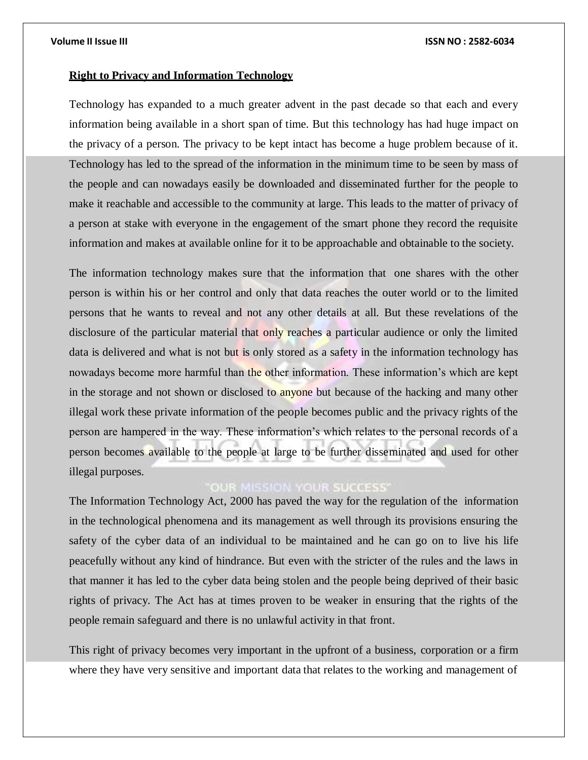**Right to Privacy and Information Technology**

Technology has expanded to a much greater advent in the past decade so that each and every information being available in a short span of time. But this technology has had huge impact on the privacy of a person. The privacy to be kept intact has become a huge problem because of it. Technology has led to the spread of the information in the minimum time to be seen by mass of the people and can nowadays easily be downloaded and disseminated further for the people to make it reachable and accessible to the community at large. This leads to the matter of privacy of a person at stake with everyone in the engagement of the smart phone they record the requisite information and makes at available online for it to be approachable and obtainable to the society.

The information technology makes sure that the information that one shares with the other person is within his or her control and only that data reaches the outer world or to the limited persons that he wants to reveal and not any other details at all. But these revelations of the disclosure of the particular material that only reaches a particular audience or only the limited data is delivered and what is not but is only stored as a safety in the information technology has nowadays become more harmful than the other information. These information's which are kept in the storage and not shown or disclosed to anyone but because of the hacking and many other illegal work these private information of the people becomes public and the privacy rights of the person are hampered in the way. These information's which relates to the personal records of a person becomes available to the people at large to be further disseminated and used for other illegal purposes.

The Information Technology Act, 2000 has paved the way for the regulation of the information in the technological phenomena and its management as well through its provisions ensuring the safety of the cyber data of an individual to be maintained and he can go on to live his life peacefully without any kind of hindrance. But even with the stricter of the rules and the laws in that manner it has led to the cyber data being stolen and the people being deprived of their basic rights of privacy. The Act has at times proven to be weaker in ensuring that the rights of the people remain safeguard and there is no unlawful activity in that front.

This right of privacy becomes very important in the upfront of a business, corporation or a firm where they have very sensitive and important data that relates to the working and management of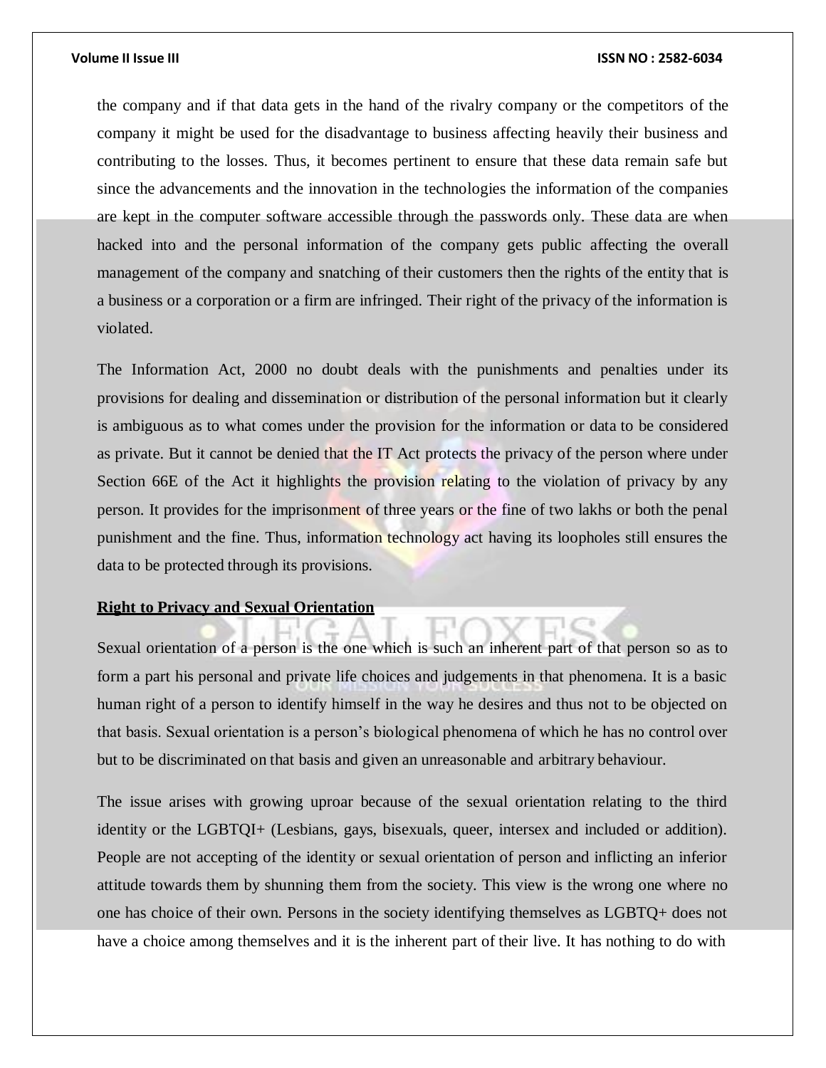the company and if that data gets in the hand of the rivalry company or the competitors of the company it might be used for the disadvantage to business affecting heavily their business and contributing to the losses. Thus, it becomes pertinent to ensure that these data remain safe but since the advancements and the innovation in the technologies the information of the companies are kept in the computer software accessible through the passwords only. These data are when hacked into and the personal information of the company gets public affecting the overall management of the company and snatching of their customers then the rights of the entity that is a business or a corporation or a firm are infringed. Their right of the privacy of the information is violated.

The Information Act, 2000 no doubt deals with the punishments and penalties under its provisions for dealing and dissemination or distribution of the personal information but it clearly is ambiguous as to what comes under the provision for the information or data to be considered as private. But it cannot be denied that the IT Act protects the privacy of the person where under Section 66E of the Act it highlights the provision relating to the violation of privacy by any person. It provides for the imprisonment of three years or the fine of two lakhs or both the penal punishment and the fine. Thus, information technology act having its loopholes still ensures the data to be protected through its provisions.

**Right to Privacy and Sexual Orientation**

Sexual orientation of a person is the one which is such an inherent part of that person so as to form a part his personal and private life choices and judgements in that phenomena. It is a basic human right of a person to identify himself in the way he desires and thus not to be objected on that basis. Sexual orientation is a person's biological phenomena of which he has no control over but to be discriminated on that basis and given an unreasonable and arbitrary behaviour.

The issue arises with growing uproar because of the sexual orientation relating to the third identity or the LGBTQI+ (Lesbians, gays, bisexuals, queer, intersex and included or addition). People are not accepting of the identity or sexual orientation of person and inflicting an inferior attitude towards them by shunning them from the society. This view is the wrong one where no one has choice of their own. Persons in the society identifying themselves as LGBTQ+ does not have a choice among themselves and it is the inherent part of their live. It has nothing to do with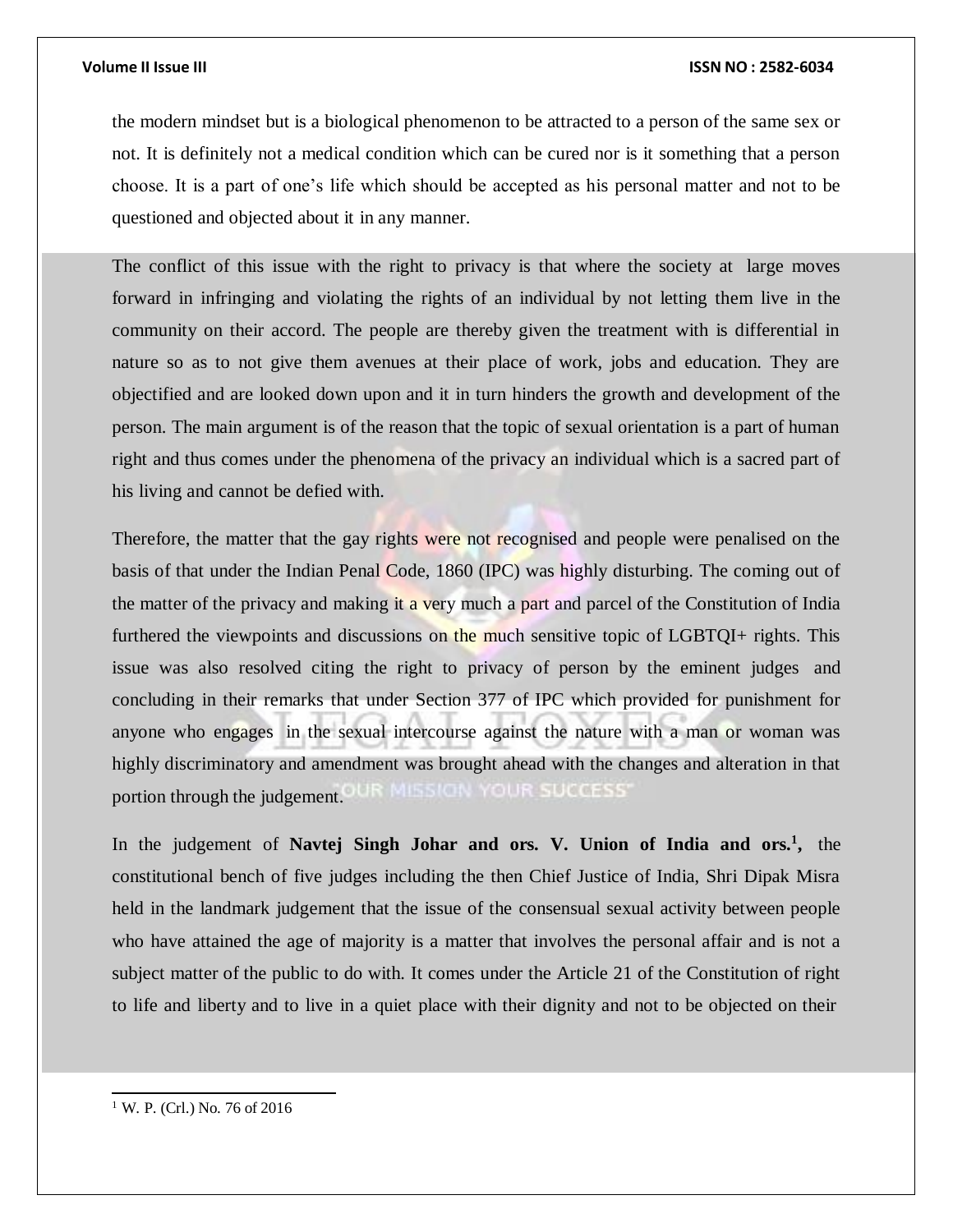the modern mindset but is a biological phenomenon to be attracted to a person of the same sex or not. It is definitely not a medical condition which can be cured nor is it something that a person choose. It is a part of one's life which should be accepted as his personal matter and not to be questioned and objected about it in any manner.

The conflict of this issue with the right to privacy is that where the society at large moves forward in infringing and violating the rights of an individual by not letting them live in the community on their accord. The people are thereby given the treatment with is differential in nature so as to not give them avenues at their place of work, jobs and education. They are objectified and are looked down upon and it in turn hinders the growth and development of the person. The main argument is of the reason that the topic of sexual orientation is a part of human right and thus comes under the phenomena of the privacy an individual which is a sacred part of his living and cannot be defied with.

Therefore, the matter that the gay rights were not recognised and people were penalised on the basis of that under the Indian Penal Code, 1860 (IPC) was highly disturbing. The coming out of the matter of the privacy and making it a very much a part and parcel of the Constitution of India furthered the viewpoints and discussions on the much sensitive topic of LGBTQI+ rights. This issue was also resolved citing the right to privacy of person by the eminent judges and concluding in their remarks that under Section 377 of IPC which provided for punishment for anyone who engages in the sexual intercourse against the nature with a man or woman was highly discriminatory and amendment was brought ahead with the changes and alteration in that portion through the judgement.

In the judgement of **Navtej Singh Johar and ors. V. Union of India and ors.**[1], the constitutional bench of five judges including the then Chief Justice of India, Shri Dipak Misra held in the landmark judgement that the issue of the consensual sexual activity between people who have attained the age of majority is a matter that involves the personal affair and is not a subject matter of the public to do with. It comes under the Article 21 of the Constitution of right to life and liberty and to live in a quiet place with their dignity and not to be objected on their

[1] W. P. (Crl.) No. 76 of 2016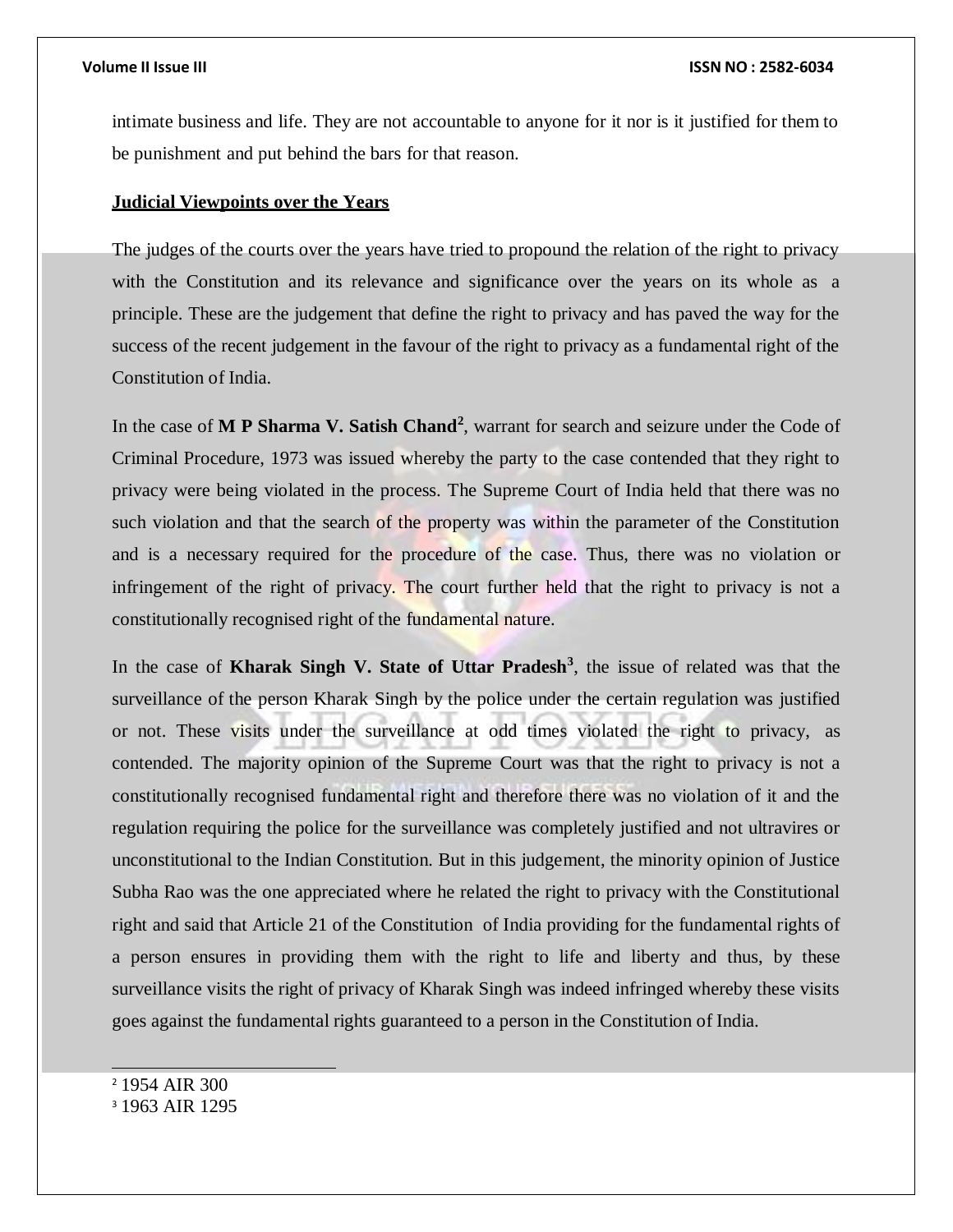intimate business and life. They are not accountable to anyone for it nor is it justified for them to be punishment and put behind the bars for that reason.

**Judicial Viewpoints over the Years**

The judges of the courts over the years have tried to propound the relation of the right to privacy with the Constitution and its relevance and significance over the years on its whole as a principle. These are the judgement that define the right to privacy and has paved the way for the success of the recent judgement in the favour of the right to privacy as a fundamental right of the Constitution of India.

In the case of **M P Sharma V. Satish Chand**[2], warrant for search and seizure under the Code of Criminal Procedure, 1973 was issued whereby the party to the case contended that they right to privacy were being violated in the process. The Supreme Court of India held that there was no such violation and that the search of the property was within the parameter of the Constitution and is a necessary required for the procedure of the case. Thus, there was no violation or infringement of the right of privacy. The court further held that the right to privacy is not a constitutionally recognised right of the fundamental nature.

In the case of **Kharak Singh V. State of Uttar Pradesh**[3], the issue of related was that the surveillance of the person Kharak Singh by the police under the certain regulation was justified or not. These visits under the surveillance at odd times violated the right to privacy, as contended. The majority opinion of the Supreme Court was that the right to privacy is not a constitutionally recognised fundamental right and therefore there was no violation of it and the regulation requiring the police for the surveillance was completely justified and not ultravires or unconstitutional to the Indian Constitution. But in this judgement, the minority opinion of Justice Subha Rao was the one appreciated where he related the right to privacy with the Constitutional right and said that Article 21 of the Constitution of India providing for the fundamental rights of a person ensures in providing them with the right to life and liberty and thus, by these surveillance visits the right of privacy of Kharak Singh was indeed infringed whereby these visits goes against the fundamental rights guaranteed to a person in the Constitution of India.

---

[2] 1954 AIR 300

[3] 1963 AIR 1295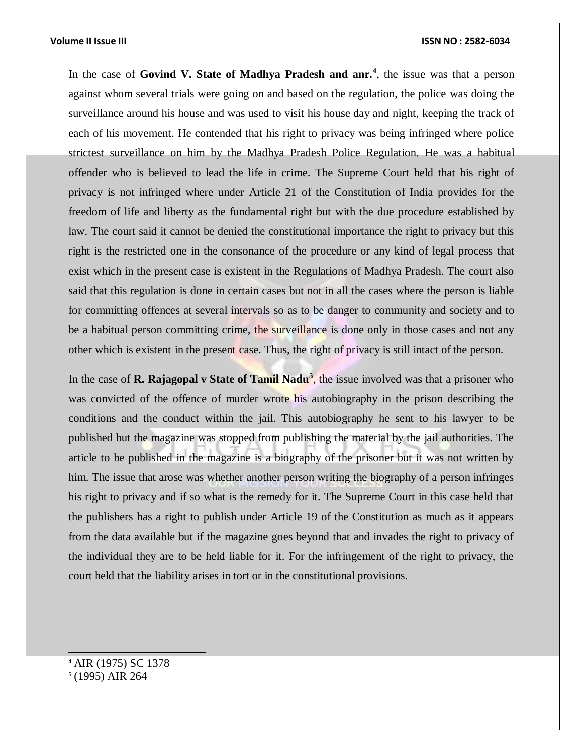In the case of **Govind V. State of Madhya Pradesh and anr.**[4], the issue was that a person against whom several trials were going on and based on the regulation, the police was doing the surveillance around his house and was used to visit his house day and night, keeping the track of each of his movement. He contended that his right to privacy was being infringed where police strictest surveillance on him by the Madhya Pradesh Police Regulation. He was a habitual offender who is believed to lead the life in crime. The Supreme Court held that his right of privacy is not infringed where under Article 21 of the Constitution of India provides for the freedom of life and liberty as the fundamental right but with the due procedure established by law. The court said it cannot be denied the constitutional importance the right to privacy but this right is the restricted one in the consonance of the procedure or any kind of legal process that exist which in the present case is existent in the Regulations of Madhya Pradesh. The court also said that this regulation is done in certain cases but not in all the cases where the person is liable for committing offences at several intervals so as to be danger to community and society and to be a habitual person committing crime, the surveillance is done only in those cases and not any other which is existent in the present case. Thus, the right of privacy is still intact of the person.

In the case of **R. Rajagopal v State of Tamil Nadu**[5], the issue involved was that a prisoner who was convicted of the offence of murder wrote his autobiography in the prison describing the conditions and the conduct within the jail. This autobiography he sent to his lawyer to be published but the magazine was stopped from publishing the material by the jail authorities. The article to be published in the magazine is a biography of the prisoner but it was not written by him. The issue that arose was whether another person writing the biography of a person infringes his right to privacy and if so what is the remedy for it. The Supreme Court in this case held that the publishers has a right to publish under Article 19 of the Constitution as much as it appears from the data available but if the magazine goes beyond that and invades the right to privacy of the individual they are to be held liable for it. For the infringement of the right to privacy, the court held that the liability arises in tort or in the constitutional provisions.

---

[4] AIR (1975) SC 1378

[5] (1995) AIR 264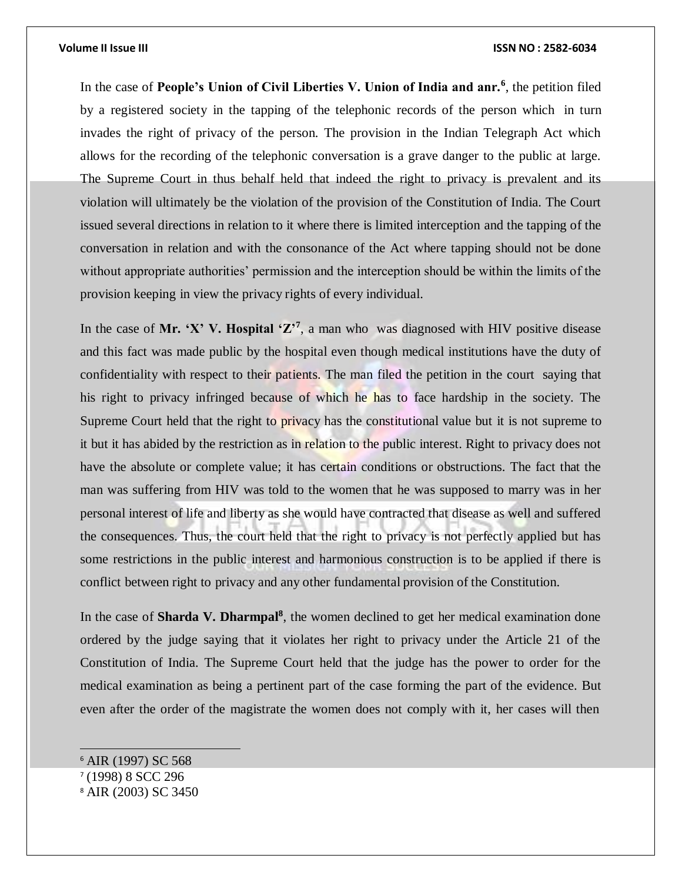In the case of **People's Union of Civil Liberties V. Union of India and anr.**[6], the petition filed by a registered society in the tapping of the telephonic records of the person which in turn invades the right of privacy of the person. The provision in the Indian Telegraph Act which allows for the recording of the telephonic conversation is a grave danger to the public at large. The Supreme Court in thus behalf held that indeed the right to privacy is prevalent and its violation will ultimately be the violation of the provision of the Constitution of India. The Court issued several directions in relation to it where there is limited interception and the tapping of the conversation in relation and with the consonance of the Act where tapping should not be done without appropriate authorities' permission and the interception should be within the limits of the provision keeping in view the privacy rights of every individual.

In the case of **Mr. 'X' V. Hospital 'Z'**[7], a man who was diagnosed with HIV positive disease and this fact was made public by the hospital even though medical institutions have the duty of confidentiality with respect to their patients. The man filed the petition in the court saying that his right to privacy infringed because of which he has to face hardship in the society. The Supreme Court held that the right to privacy has the constitutional value but it is not supreme to it but it has abided by the restriction as in relation to the public interest. Right to privacy does not have the absolute or complete value; it has certain conditions or obstructions. The fact that the man was suffering from HIV was told to the women that he was supposed to marry was in her personal interest of life and liberty as she would have contracted that disease as well and suffered the consequences. Thus, the court held that the right to privacy is not perfectly applied but has some restrictions in the public interest and harmonious construction is to be applied if there is conflict between right to privacy and any other fundamental provision of the Constitution.

In the case of **Sharda V. Dharmpal**[8], the women declined to get her medical examination done ordered by the judge saying that it violates her right to privacy under the Article 21 of the Constitution of India. The Supreme Court held that the judge has the power to order for the medical examination as being a pertinent part of the case forming the part of the evidence. But even after the order of the magistrate the women does not comply with it, her cases will then

---

[6] AIR (1997) SC 568

[7] (1998) 8 SCC 296

[8] AIR (2003) SC 3450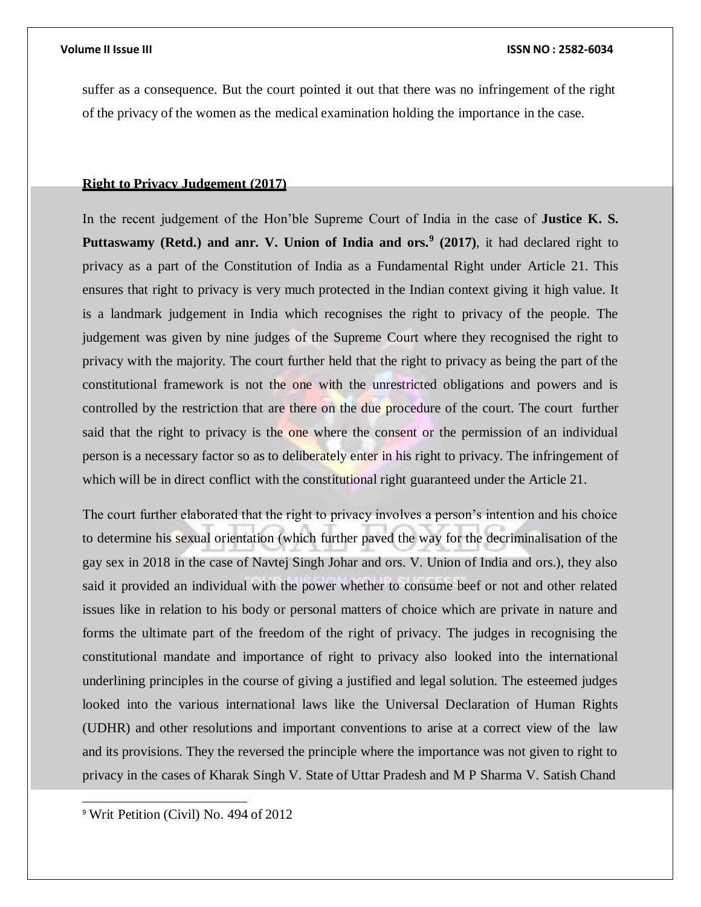suffer as a consequence. But the court pointed it out that there was no infringement of the right of the privacy of the women as the medical examination holding the importance in the case.

## Right to Privacy Judgement (2017)

In the recent judgement of the Hon'ble Supreme Court of India in the case of **Justice K. S. Puttaswamy (Retd.) and anr. V. Union of India and ors.**[9] **(2017)**, it had declared right to privacy as a part of the Constitution of India as a Fundamental Right under Article 21. This ensures that right to privacy is very much protected in the Indian context giving it high value. It is a landmark judgement in India which recognises the right to privacy of the people. The judgement was given by nine judges of the Supreme Court where they recognised the right to privacy with the majority. The court further held that the right to privacy as being the part of the constitutional framework is not the one with the unrestricted obligations and powers and is controlled by the restriction that are there on the due procedure of the court. The court further said that the right to privacy is the one where the consent or the permission of an individual person is a necessary factor so as to deliberately enter in his right to privacy. The infringement of which will be in direct conflict with the constitutional right guaranteed under the Article 21.

The court further elaborated that the right to privacy involves a person's intention and his choice to determine his sexual orientation (which further paved the way for the decriminalisation of the gay sex in 2018 in the case of Navtej Singh Johar and ors. V. Union of India and ors.), they also said it provided an individual with the power whether to consume beef or not and other related issues like in relation to his body or personal matters of choice which are private in nature and forms the ultimate part of the freedom of the right of privacy. The judges in recognising the constitutional mandate and importance of right to privacy also looked into the international underlining principles in the course of giving a justified and legal solution. The esteemed judges looked into the various international laws like the Universal Declaration of Human Rights (UDHR) and other resolutions and important conventions to arise at a correct view of the law and its provisions. They the reversed the principle where the importance was not given to right to privacy in the cases of Kharak Singh V. State of Uttar Pradesh and M P Sharma V. Satish Chand

---

[9] Writ Petition (Civil) No. 494 of 2012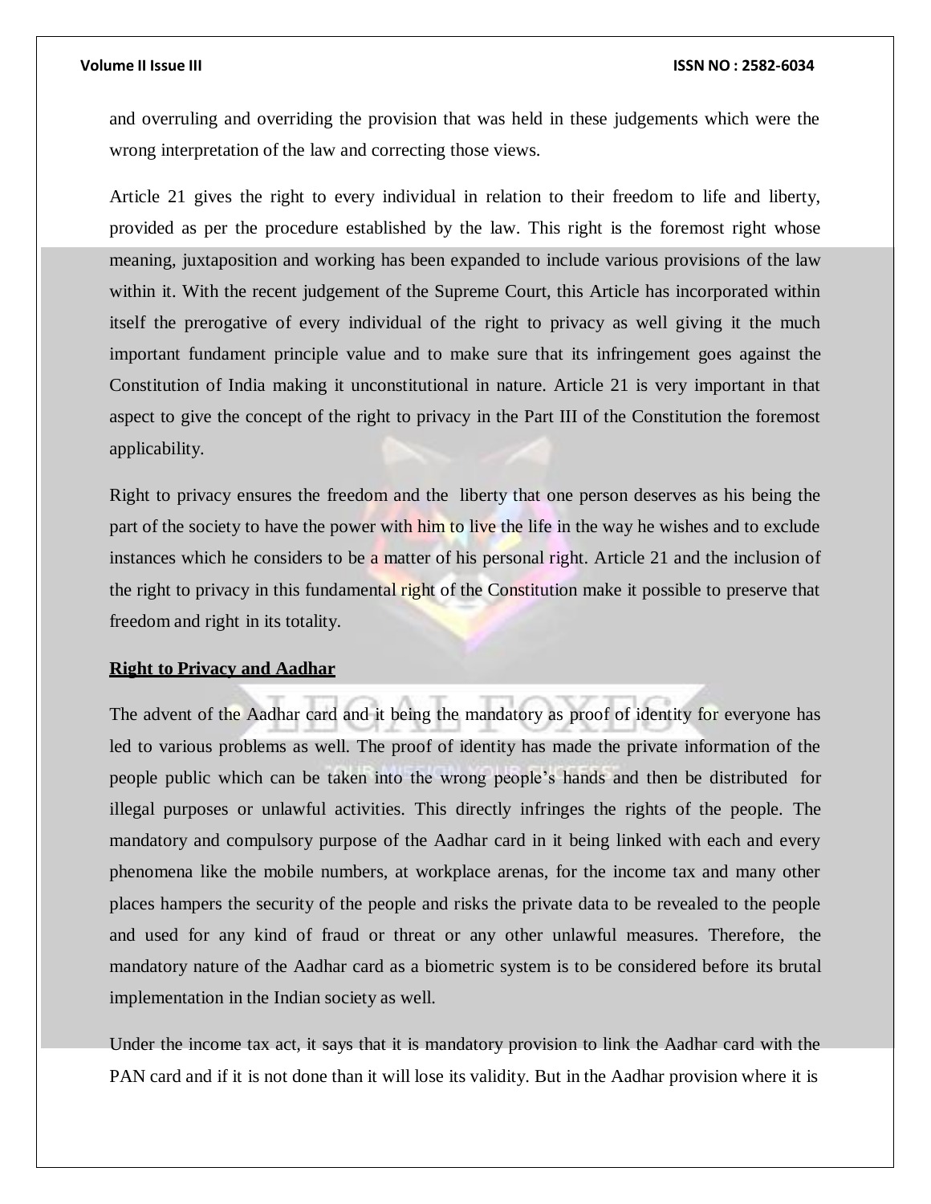and overruling and overriding the provision that was held in these judgements which were the wrong interpretation of the law and correcting those views.

Article 21 gives the right to every individual in relation to their freedom to life and liberty, provided as per the procedure established by the law. This right is the foremost right whose meaning, juxtaposition and working has been expanded to include various provisions of the law within it. With the recent judgement of the Supreme Court, this Article has incorporated within itself the prerogative of every individual of the right to privacy as well giving it the much important fundament principle value and to make sure that its infringement goes against the Constitution of India making it unconstitutional in nature. Article 21 is very important in that aspect to give the concept of the right to privacy in the Part III of the Constitution the foremost applicability.

Right to privacy ensures the freedom and the liberty that one person deserves as his being the part of the society to have the power with him to live the life in the way he wishes and to exclude instances which he considers to be a matter of his personal right. Article 21 and the inclusion of the right to privacy in this fundamental right of the Constitution make it possible to preserve that freedom and right in its totality.

**Right to Privacy and Aadhar**

The advent of the Aadhar card and it being the mandatory as proof of identity for everyone has led to various problems as well. The proof of identity has made the private information of the people public which can be taken into the wrong people's hands and then be distributed for illegal purposes or unlawful activities. This directly infringes the rights of the people. The mandatory and compulsory purpose of the Aadhar card in it being linked with each and every phenomena like the mobile numbers, at workplace arenas, for the income tax and many other places hampers the security of the people and risks the private data to be revealed to the people and used for any kind of fraud or threat or any other unlawful measures. Therefore, the mandatory nature of the Aadhar card as a biometric system is to be considered before its brutal implementation in the Indian society as well.

Under the income tax act, it says that it is mandatory provision to link the Aadhar card with the PAN card and if it is not done than it will lose its validity. But in the Aadhar provision where it is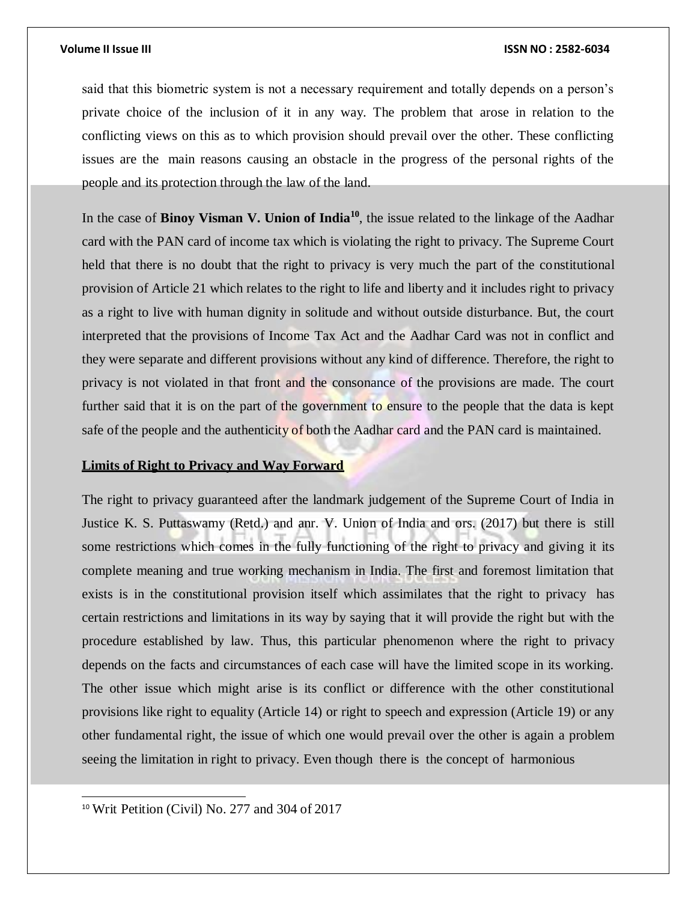said that this biometric system is not a necessary requirement and totally depends on a person's private choice of the inclusion of it in any way. The problem that arose in relation to the conflicting views on this as to which provision should prevail over the other. These conflicting issues are the main reasons causing an obstacle in the progress of the personal rights of the people and its protection through the law of the land.

In the case of **Binoy Visman V. Union of India**[10], the issue related to the linkage of the Aadhar card with the PAN card of income tax which is violating the right to privacy. The Supreme Court held that there is no doubt that the right to privacy is very much the part of the constitutional provision of Article 21 which relates to the right to life and liberty and it includes right to privacy as a right to live with human dignity in solitude and without outside disturbance. But, the court interpreted that the provisions of Income Tax Act and the Aadhar Card was not in conflict and they were separate and different provisions without any kind of difference. Therefore, the right to privacy is not violated in that front and the consonance of the provisions are made. The court further said that it is on the part of the government to ensure to the people that the data is kept safe of the people and the authenticity of both the Aadhar card and the PAN card is maintained.

**Limits of Right to Privacy and Way Forward**

The right to privacy guaranteed after the landmark judgement of the Supreme Court of India in Justice K. S. Puttaswamy (Retd.) and anr. V. Union of India and ors. (2017) but there is still some restrictions which comes in the fully functioning of the right to privacy and giving it its complete meaning and true working mechanism in India. The first and foremost limitation that exists is in the constitutional provision itself which assimilates that the right to privacy has certain restrictions and limitations in its way by saying that it will provide the right but with the procedure established by law. Thus, this particular phenomenon where the right to privacy depends on the facts and circumstances of each case will have the limited scope in its working. The other issue which might arise is its conflict or difference with the other constitutional provisions like right to equality (Article 14) or right to speech and expression (Article 19) or any other fundamental right, the issue of which one would prevail over the other is again a problem seeing the limitation in right to privacy. Even though there is the concept of harmonious

[10] Writ Petition (Civil) No. 277 and 304 of 2017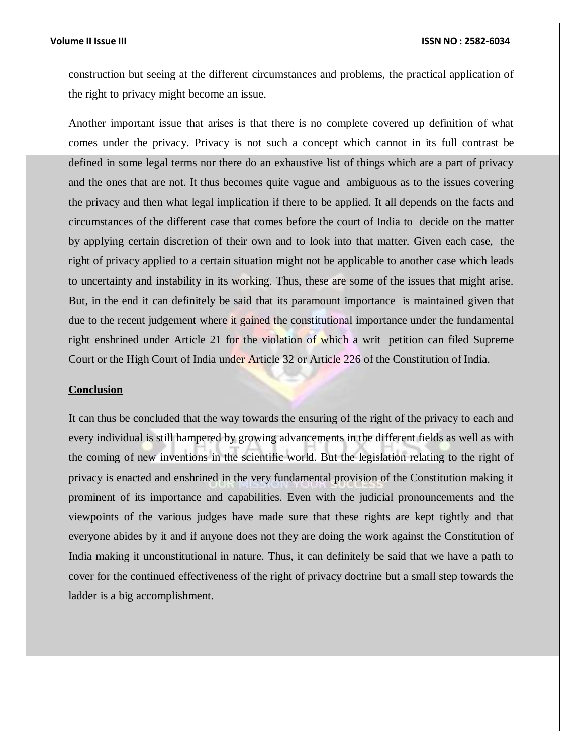construction but seeing at the different circumstances and problems, the practical application of the right to privacy might become an issue.

Another important issue that arises is that there is no complete covered up definition of what comes under the privacy. Privacy is not such a concept which cannot in its full contrast be defined in some legal terms nor there do an exhaustive list of things which are a part of privacy and the ones that are not. It thus becomes quite vague and ambiguous as to the issues covering the privacy and then what legal implication if there to be applied. It all depends on the facts and circumstances of the different case that comes before the court of India to decide on the matter by applying certain discretion of their own and to look into that matter. Given each case, the right of privacy applied to a certain situation might not be applicable to another case which leads to uncertainty and instability in its working. Thus, these are some of the issues that might arise. But, in the end it can definitely be said that its paramount importance is maintained given that due to the recent judgement where it gained the constitutional importance under the fundamental right enshrined under Article 21 for the violation of which a writ petition can filed Supreme Court or the High Court of India under Article 32 or Article 226 of the Constitution of India.

**Conclusion**

It can thus be concluded that the way towards the ensuring of the right of the privacy to each and every individual is still hampered by growing advancements in the different fields as well as with the coming of new inventions in the scientific world. But the legislation relating to the right of privacy is enacted and enshrined in the very fundamental provision of the Constitution making it prominent of its importance and capabilities. Even with the judicial pronouncements and the viewpoints of the various judges have made sure that these rights are kept tightly and that everyone abides by it and if anyone does not they are doing the work against the Constitution of India making it unconstitutional in nature. Thus, it can definitely be said that we have a path to cover for the continued effectiveness of the right of privacy doctrine but a small step towards the ladder is a big accomplishment.